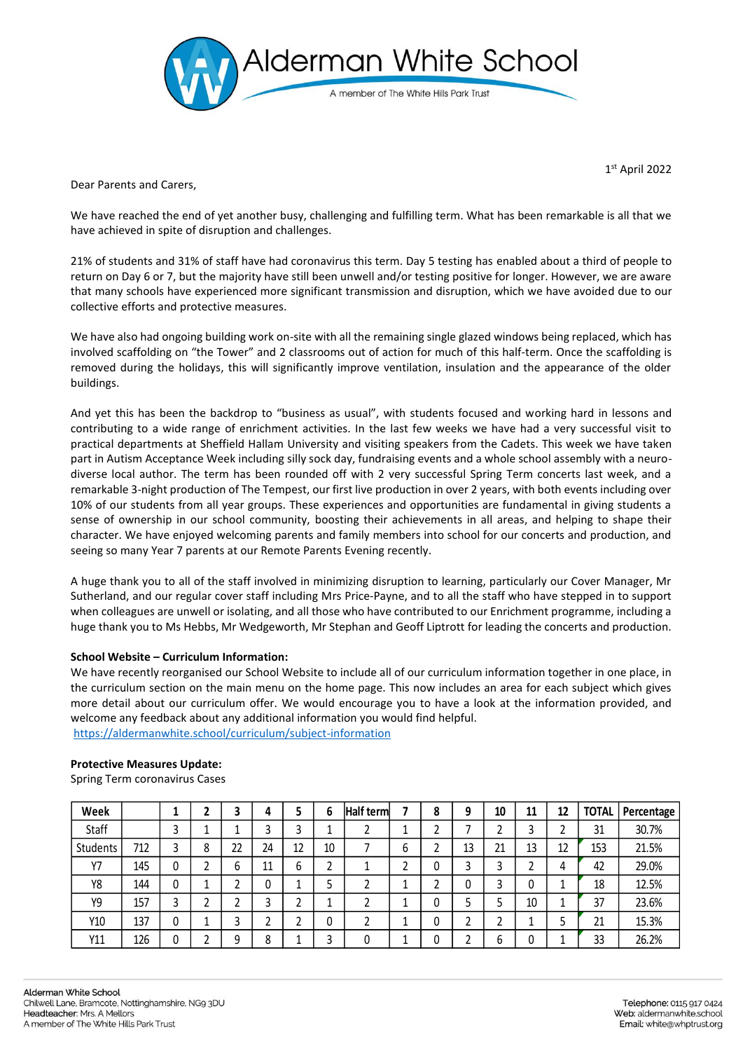# Alderman White School

A member of The White Hills Park Trust

1st April 2022

Dear Parents and Carers,

We have reached the end of yet another busy, challenging and fulfilling term. What has been remarkable is all that we have achieved in spite of disruption and challenges.

21% of students and 31% of staff have had coronavirus this term. Day 5 testing has enabled about a third of people to return on Day 6 or 7, but the majority have still been unwell and/or testing positive for longer. However, we are aware that many schools have experienced more significant transmission and disruption, which we have avoided due to our collective efforts and protective measures.

We have also had ongoing building work on-site with all the remaining single glazed windows being replaced, which has involved scaffolding on "the Tower" and 2 classrooms out of action for much of this half-term. Once the scaffolding is removed during the holidays, this will significantly improve ventilation, insulation and the appearance of the older buildings.

And yet this has been the backdrop to "business as usual", with students focused and working hard in lessons and contributing to a wide range of enrichment activities. In the last few weeks we have had a very successful visit to practical departments at Sheffield Hallam University and visiting speakers from the Cadets. This week we have taken part in Autism Acceptance Week including silly sock day, fundraising events and a whole school assembly with a neuro-diverse local author. The term has been rounded off with 2 very successful Spring Term concerts last week, and a remarkable 3-night production of The Tempest, our first live production in over 2 years, with both events including over 10% of our students from all year groups. These experiences and opportunities are fundamental in giving students a sense of ownership in our school community, boosting their achievements in all areas, and helping to shape their character. We have enjoyed welcoming parents and family members into school for our concerts and production, and seeing so many Year 7 parents at our Remote Parents Evening recently.

A huge thank you to all of the staff involved in minimizing disruption to learning, particularly our Cover Manager, Mr Sutherland, and our regular cover staff including Mrs Price-Payne, and to all the staff who have stepped in to support when colleagues are unwell or isolating, and all those who have contributed to our Enrichment programme, including a huge thank you to Ms Hebbs, Mr Wedgeworth, Mr Stephan and Geoff Liptrott for leading the concerts and production.

**School Website – Curriculum Information:**

We have recently reorganised our School Website to include all of our curriculum information together in one place, in the curriculum section on the main menu on the home page. This now includes an area for each subject which gives more detail about our curriculum offer. We would encourage you to have a look at the information provided, and welcome any feedback about any additional information you would find helpful.
https://aldermanwhite.school/curriculum/subject-information

**Protective Measures Update:**

Spring Term coronavirus Cases

| Week | | 1 | 2 | 3 | 4 | 5 | 6 | Half term | 7 | 8 | 9 | 10 | 11 | 12 | TOTAL | Percentage |
|---|---|---|---|---|---|---|---|---|---|---|---|---|---|---|---|---|
| Staff | | 3 | 1 | 1 | 3 | 3 | 1 | 2 | 1 | 2 | 7 | 2 | 3 | 2 | 31 | 30.7% |
| Students | 712 | 3 | 8 | 22 | 24 | 12 | 10 | 7 | 6 | 2 | 13 | 21 | 13 | 12 | 153 | 21.5% |
| Y7 | 145 | 0 | 2 | 6 | 11 | 6 | 2 | 1 | 2 | 0 | 3 | 3 | 2 | 4 | 42 | 29.0% |
| Y8 | 144 | 0 | 1 | 2 | 0 | 1 | 5 | 2 | 1 | 2 | 0 | 3 | 0 | 1 | 18 | 12.5% |
| Y9 | 157 | 3 | 2 | 2 | 3 | 2 | 1 | 2 | 1 | 0 | 5 | 5 | 10 | 1 | 37 | 23.6% |
| Y10 | 137 | 0 | 1 | 3 | 2 | 2 | 0 | 2 | 1 | 0 | 2 | 2 | 1 | 5 | 21 | 15.3% |
| Y11 | 126 | 0 | 2 | 9 | 8 | 1 | 3 | 0 | 1 | 0 | 2 | 6 | 0 | 1 | 33 | 26.2% |

Alderman White School
Chilwell Lane, Bramcote, Nottinghamshire, NG9 3DU
Headteacher: Mrs. A Mellors
A member of The White Hills Park Trust

Telephone: 0115 917 0424
Web: aldermanwhite.school
Email: white@whptrust.org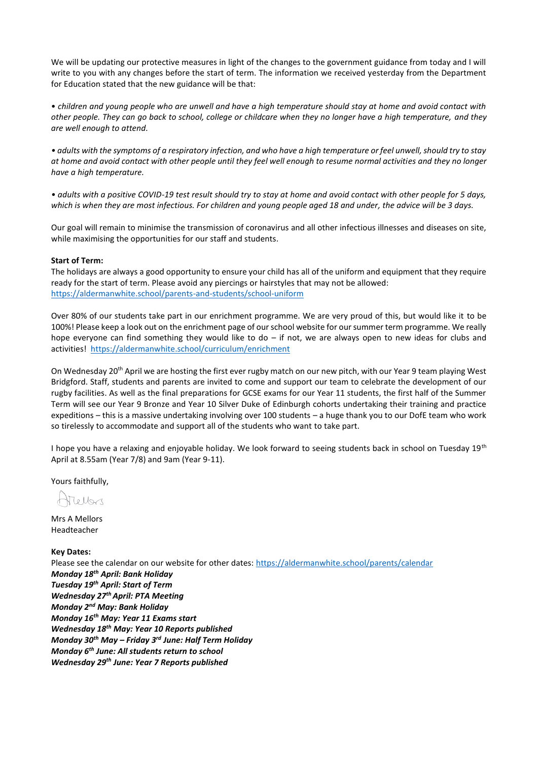We will be updating our protective measures in light of the changes to the government guidance from today and I will write to you with any changes before the start of term. The information we received yesterday from the Department for Education stated that the new guidance will be that:

• *children and young people who are unwell and have a high temperature should stay at home and avoid contact with other people. They can go back to school, college or childcare when they no longer have a high temperature, and they are well enough to attend.*

• *adults with the symptoms of a respiratory infection, and who have a high temperature or feel unwell, should try to stay at home and avoid contact with other people until they feel well enough to resume normal activities and they no longer have a high temperature.*

• *adults with a positive COVID-19 test result should try to stay at home and avoid contact with other people for 5 days, which is when they are most infectious. For children and young people aged 18 and under, the advice will be 3 days.*

Our goal will remain to minimise the transmission of coronavirus and all other infectious illnesses and diseases on site, while maximising the opportunities for our staff and students.

**Start of Term:**
The holidays are always a good opportunity to ensure your child has all of the uniform and equipment that they require ready for the start of term. Please avoid any piercings or hairstyles that may not be allowed: https://aldermanwhite.school/parents-and-students/school-uniform

Over 80% of our students take part in our enrichment programme. We are very proud of this, but would like it to be 100%! Please keep a look out on the enrichment page of our school website for our summer term programme. We really hope everyone can find something they would like to do – if not, we are always open to new ideas for clubs and activities! https://aldermanwhite.school/curriculum/enrichment

On Wednesday 20th April we are hosting the first ever rugby match on our new pitch, with our Year 9 team playing West Bridgford. Staff, students and parents are invited to come and support our team to celebrate the development of our rugby facilities. As well as the final preparations for GCSE exams for our Year 11 students, the first half of the Summer Term will see our Year 9 Bronze and Year 10 Silver Duke of Edinburgh cohorts undertaking their training and practice expeditions – this is a massive undertaking involving over 100 students – a huge thank you to our DofE team who work so tirelessly to accommodate and support all of the students who want to take part.

I hope you have a relaxing and enjoyable holiday. We look forward to seeing students back in school on Tuesday 19th April at 8.55am (Year 7/8) and 9am (Year 9-11).

Yours faithfully,

AMellors

Mrs A Mellors
Headteacher

**Key Dates:**
Please see the calendar on our website for other dates: https://aldermanwhite.school/parents/calendar

***Monday 18th April: Bank Holiday***
***Tuesday 19th April: Start of Term***
***Wednesday 27th April: PTA Meeting***
***Monday 2nd May: Bank Holiday***
***Monday 16th May: Year 11 Exams start***
***Wednesday 18th May: Year 10 Reports published***
***Monday 30th May – Friday 3rd June: Half Term Holiday***
***Monday 6th June: All students return to school***
***Wednesday 29th June: Year 7 Reports published***